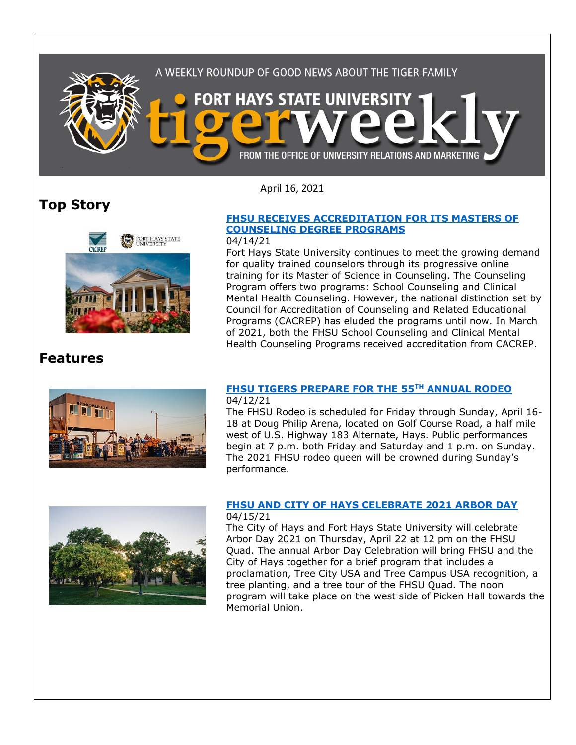A WEEKLY ROUNDUP OF GOOD NEWS ABOUT THE TIGER FAMILY

FORT HAYS STATE UNIVERSITY

# tigerweekly

FROM THE OFFICE OF UNIVERSITY RELATIONS AND MARKETING

April 16, 2021

## Top Story

### FHSU RECEIVES ACCREDITATION FOR ITS MASTERS OF COUNSELING DEGREE PROGRAMS

04/14/21

Fort Hays State University continues to meet the growing demand for quality trained counselors through its progressive online training for its Master of Science in Counseling. The Counseling Program offers two programs: School Counseling and Clinical Mental Health Counseling. However, the national distinction set by Council for Accreditation of Counseling and Related Educational Programs (CACREP) has eluded the programs until now. In March of 2021, both the FHSU School Counseling and Clinical Mental Health Counseling Programs received accreditation from CACREP.

## Features

### FHSU TIGERS PREPARE FOR THE 55TH ANNUAL RODEO

04/12/21

The FHSU Rodeo is scheduled for Friday through Sunday, April 16-18 at Doug Philip Arena, located on Golf Course Road, a half mile west of U.S. Highway 183 Alternate, Hays. Public performances begin at 7 p.m. both Friday and Saturday and 1 p.m. on Sunday. The 2021 FHSU rodeo queen will be crowned during Sunday's performance.

### FHSU AND CITY OF HAYS CELEBRATE 2021 ARBOR DAY

04/15/21

The City of Hays and Fort Hays State University will celebrate Arbor Day 2021 on Thursday, April 22 at 12 pm on the FHSU Quad. The annual Arbor Day Celebration will bring FHSU and the City of Hays together for a brief program that includes a proclamation, Tree City USA and Tree Campus USA recognition, a tree planting, and a tree tour of the FHSU Quad. The noon program will take place on the west side of Picken Hall towards the Memorial Union.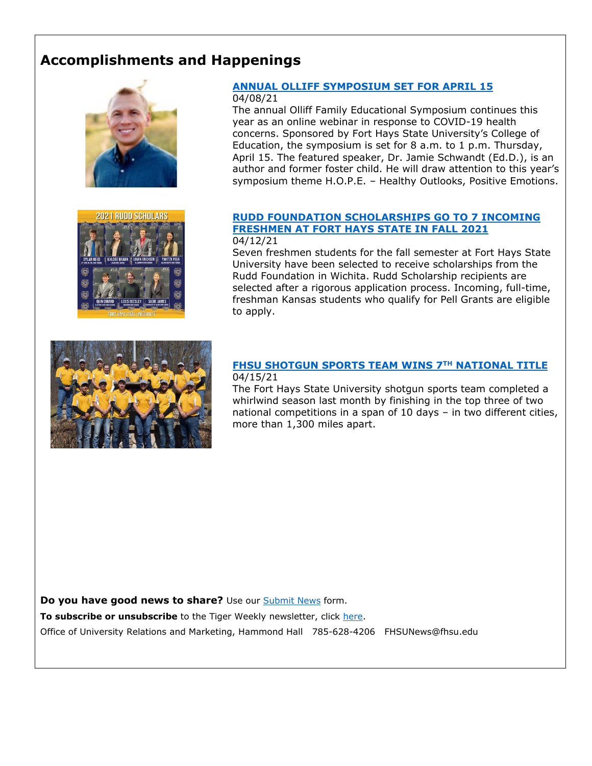## Accomplishments and Happenings

### ANNUAL OLLIFF SYMPOSIUM SET FOR APRIL 15

04/08/21

The annual Olliff Family Educational Symposium continues this year as an online webinar in response to COVID-19 health concerns. Sponsored by Fort Hays State University's College of Education, the symposium is set for 8 a.m. to 1 p.m. Thursday, April 15. The featured speaker, Dr. Jamie Schwandt (Ed.D.), is an author and former foster child. He will draw attention to this year's symposium theme H.O.P.E. – Healthy Outlooks, Positive Emotions.

### RUDD FOUNDATION SCHOLARSHIPS GO TO 7 INCOMING FRESHMEN AT FORT HAYS STATE IN FALL 2021

04/12/21

Seven freshmen students for the fall semester at Fort Hays State University have been selected to receive scholarships from the Rudd Foundation in Wichita. Rudd Scholarship recipients are selected after a rigorous application process. Incoming, full-time, freshman Kansas students who qualify for Pell Grants are eligible to apply.

### FHSU SHOTGUN SPORTS TEAM WINS 7TH NATIONAL TITLE

04/15/21

The Fort Hays State University shotgun sports team completed a whirlwind season last month by finishing in the top three of two national competitions in a span of 10 days – in two different cities, more than 1,300 miles apart.

**Do you have good news to share?** Use our Submit News form.

**To subscribe or unsubscribe** to the Tiger Weekly newsletter, click here.

Office of University Relations and Marketing, Hammond Hall 785-628-4206 FHSUNews@fhsu.edu